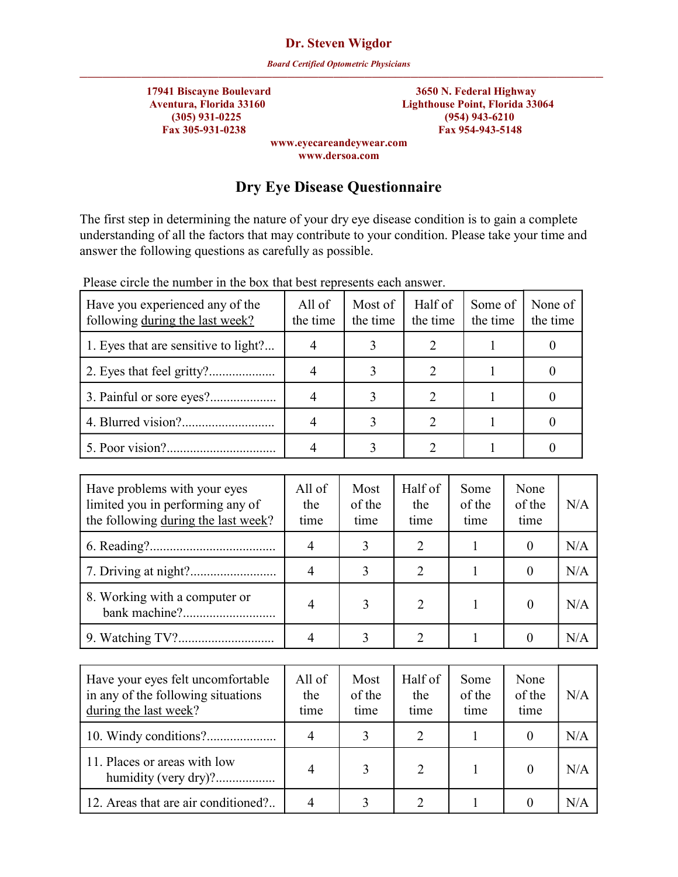**Dr. Steven Wigdor**

*Board Certified Optometric Physicians*

---

**17941 Biscayne Boulevard**
**Aventura, Florida 33160**
**(305) 931-0225**
**Fax 305-931-0238**

**3650 N. Federal Highway**
**Lighthouse Point, Florida 33064**
**(954) 943-6210**
**Fax 954-943-5148**

**www.eyecareandeyewear.com**
**www.dersoa.com**

# Dry Eye Disease Questionnaire

The first step in determining the nature of your dry eye disease condition is to gain a complete understanding of all the factors that may contribute to your condition. Please take your time and answer the following questions as carefully as possible.

Please circle the number in the box that best represents each answer.

| Have you experienced any of the following during the last week? | All of the time | Most of the time | Half of the time | Some of the time | None of the time |
|---|---|---|---|---|---|
| 1. Eyes that are sensitive to light?... | 4 | 3 | 2 | 1 | 0 |
| 2. Eyes that feel gritty?.................... | 4 | 3 | 2 | 1 | 0 |
| 3. Painful or sore eyes?.................... | 4 | 3 | 2 | 1 | 0 |
| 4. Blurred vision?............................ | 4 | 3 | 2 | 1 | 0 |
| 5. Poor vision?................................. | 4 | 3 | 2 | 1 | 0 |

| Have problems with your eyes limited you in performing any of the following during the last week? | All of the time | Most of the time | Half of the time | Some of the time | None of the time | N/A |
|---|---|---|---|---|---|---|
| 6. Reading?...................................... | 4 | 3 | 2 | 1 | 0 | N/A |
| 7. Driving at night?.......................... | 4 | 3 | 2 | 1 | 0 | N/A |
| 8. Working with a computer or bank machine?............................ | 4 | 3 | 2 | 1 | 0 | N/A |
| 9. Watching TV?............................. | 4 | 3 | 2 | 1 | 0 | N/A |

| Have your eyes felt uncomfortable in any of the following situations during the last week? | All of the time | Most of the time | Half of the time | Some of the time | None of the time | N/A |
|---|---|---|---|---|---|---|
| 10. Windy conditions?..................... | 4 | 3 | 2 | 1 | 0 | N/A |
| 11. Places or areas with low humidity (very dry)?................. | 4 | 3 | 2 | 1 | 0 | N/A |
| 12. Areas that are air conditioned?.. | 4 | 3 | 2 | 1 | 0 | N/A |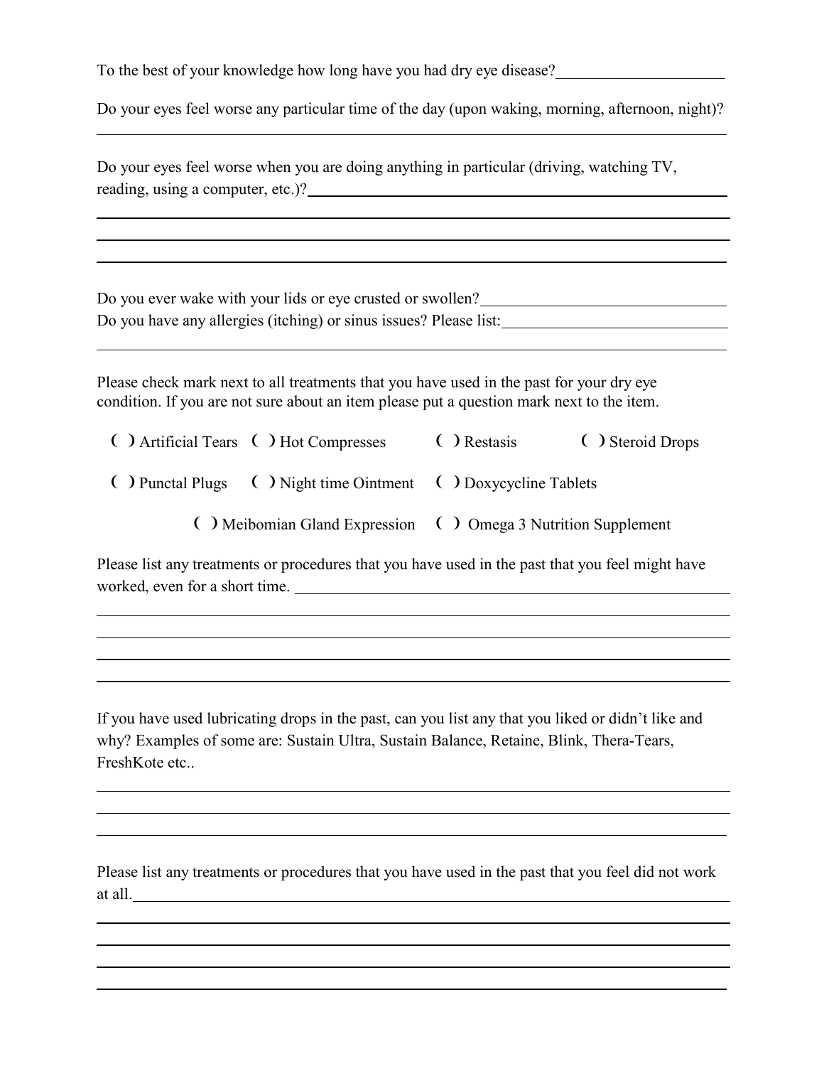To the best of your knowledge how long have you had dry eye disease?_____________________

Do your eyes feel worse any particular time of the day (upon waking, morning, afternoon, night)?

_______________________________________________________________________________

Do your eyes feel worse when you are doing anything in particular (driving, watching TV, reading, using a computer, etc.)?_____________________________________________________

_______________________________________________________________________________

_______________________________________________________________________________

_______________________________________________________________________________

Do you ever wake with your lids or eye crusted or swollen?______________________________

Do you have any allergies (itching) or sinus issues? Please list:____________________________

_______________________________________________________________________________

Please check mark next to all treatments that you have used in the past for your dry eye condition. If you are not sure about an item please put a question mark next to the item.

( ) Artificial Tears ( ) Hot Compresses ( ) Restasis ( ) Steroid Drops

( ) Punctal Plugs ( ) Night time Ointment ( ) Doxycycline Tablets

( ) Meibomian Gland Expression ( ) Omega 3 Nutrition Supplement

Please list any treatments or procedures that you have used in the past that you feel might have worked, even for a short time. _____________________________________________________

_______________________________________________________________________________

_______________________________________________________________________________

_______________________________________________________________________________

_______________________________________________________________________________

If you have used lubricating drops in the past, can you list any that you liked or didn't like and why? Examples of some are: Sustain Ultra, Sustain Balance, Retaine, Blink, Thera-Tears, FreshKote etc..

_______________________________________________________________________________

_______________________________________________________________________________

_______________________________________________________________________________

Please list any treatments or procedures that you have used in the past that you feel did not work at all.___________________________________________________________________________

_______________________________________________________________________________

_______________________________________________________________________________

_______________________________________________________________________________

_______________________________________________________________________________